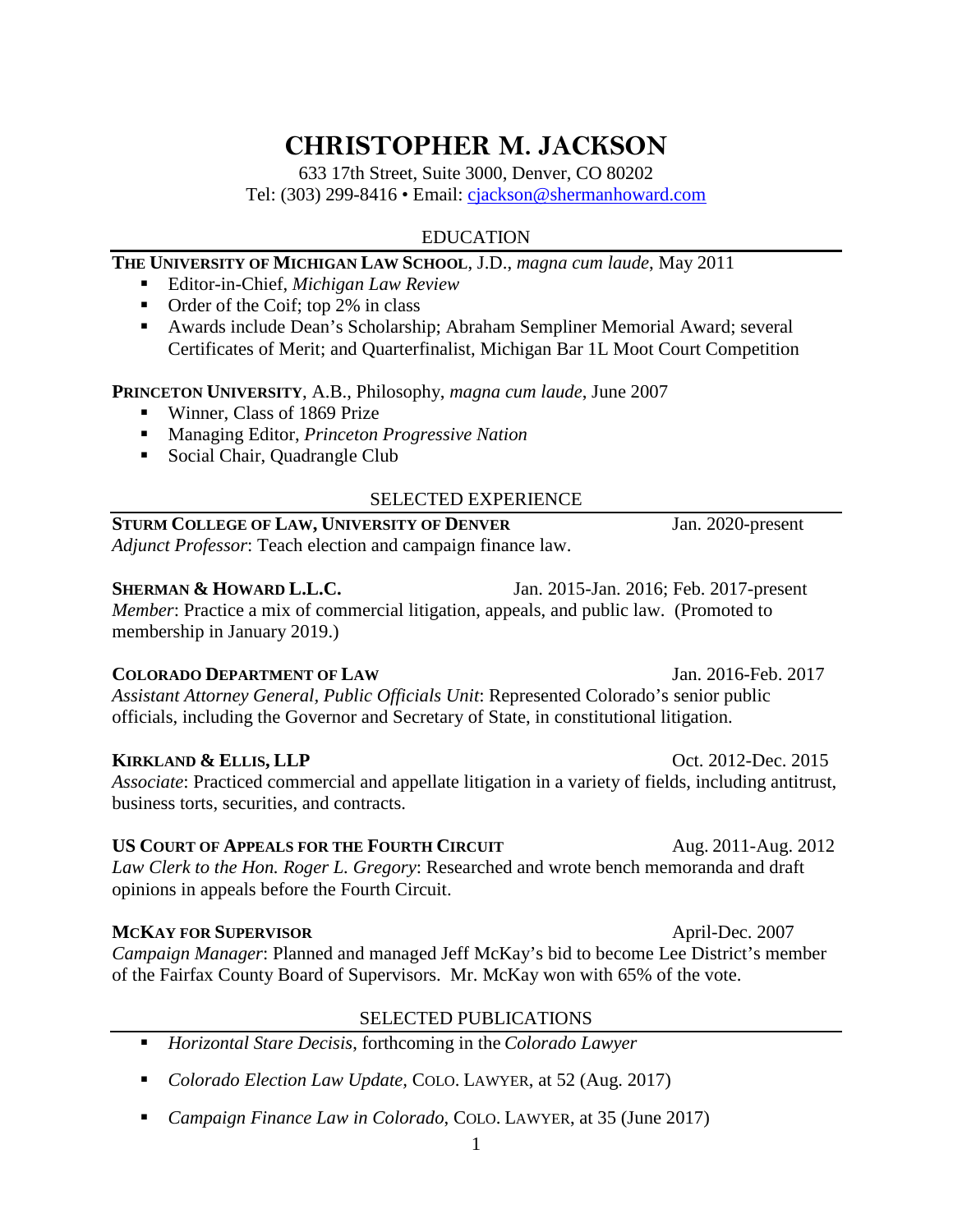# CHRISTOPHER M. JACKSON

633 17th Street, Suite 3000, Denver, CO 80202
Tel: (303) 299-8416 • Email: cjackson@shermanhoward.com

## EDUCATION

**THE UNIVERSITY OF MICHIGAN LAW SCHOOL**, J.D., *magna cum laude*, May 2011

- Editor-in-Chief, *Michigan Law Review*
- Order of the Coif; top 2% in class
- Awards include Dean's Scholarship; Abraham Sempliner Memorial Award; several Certificates of Merit; and Quarterfinalist, Michigan Bar 1L Moot Court Competition

**PRINCETON UNIVERSITY**, A.B., Philosophy, *magna cum laude*, June 2007

- Winner, Class of 1869 Prize
- Managing Editor, *Princeton Progressive Nation*
- Social Chair, Quadrangle Club

## SELECTED EXPERIENCE

**STURM COLLEGE OF LAW, UNIVERSITY OF DENVER** — Jan. 2020-present
*Adjunct Professor*: Teach election and campaign finance law.

**SHERMAN & HOWARD L.L.C.** — Jan. 2015-Jan. 2016; Feb. 2017-present
*Member*: Practice a mix of commercial litigation, appeals, and public law. (Promoted to membership in January 2019.)

**COLORADO DEPARTMENT OF LAW** — Jan. 2016-Feb. 2017
*Assistant Attorney General, Public Officials Unit*: Represented Colorado's senior public officials, including the Governor and Secretary of State, in constitutional litigation.

**KIRKLAND & ELLIS, LLP** — Oct. 2012-Dec. 2015
*Associate*: Practiced commercial and appellate litigation in a variety of fields, including antitrust, business torts, securities, and contracts.

**US COURT OF APPEALS FOR THE FOURTH CIRCUIT** — Aug. 2011-Aug. 2012
*Law Clerk to the Hon. Roger L. Gregory*: Researched and wrote bench memoranda and draft opinions in appeals before the Fourth Circuit.

**MCKAY FOR SUPERVISOR** — April-Dec. 2007
*Campaign Manager*: Planned and managed Jeff McKay's bid to become Lee District's member of the Fairfax County Board of Supervisors. Mr. McKay won with 65% of the vote.

## SELECTED PUBLICATIONS

- *Horizontal Stare Decisis*, forthcoming in the *Colorado Lawyer*
- *Colorado Election Law Update,* COLO. LAWYER, at 52 (Aug. 2017)
- *Campaign Finance Law in Colorado*, COLO. LAWYER, at 35 (June 2017)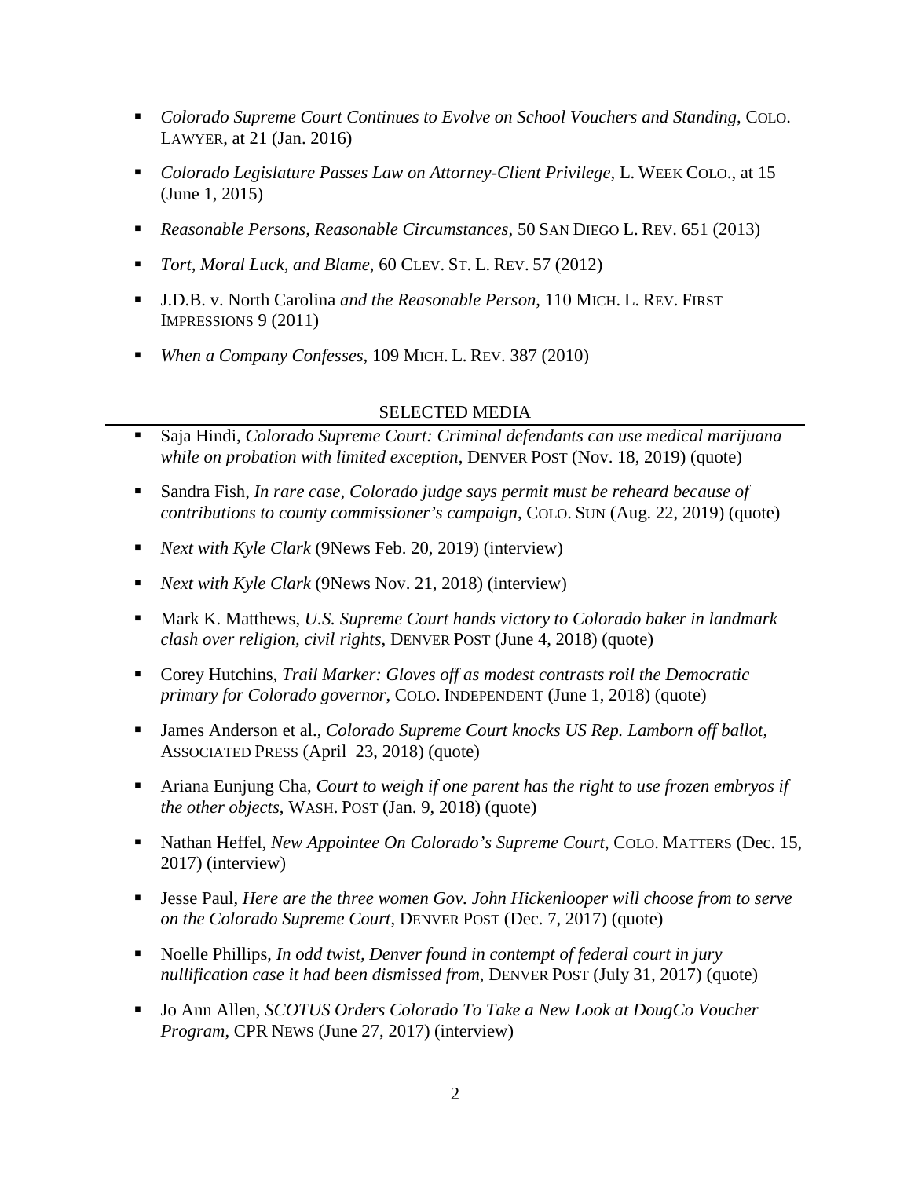- *Colorado Supreme Court Continues to Evolve on School Vouchers and Standing*, COLO. LAWYER, at 21 (Jan. 2016)
- *Colorado Legislature Passes Law on Attorney-Client Privilege*, L. WEEK COLO., at 15 (June 1, 2015)
- *Reasonable Persons, Reasonable Circumstances*, 50 SAN DIEGO L. REV. 651 (2013)
- *Tort, Moral Luck, and Blame*, 60 CLEV. ST. L. REV. 57 (2012)
- J.D.B. v. North Carolina *and the Reasonable Person*, 110 MICH. L. REV. FIRST IMPRESSIONS 9 (2011)
- *When a Company Confesses*, 109 MICH. L. REV. 387 (2010)

## SELECTED MEDIA

- Saja Hindi, *Colorado Supreme Court: Criminal defendants can use medical marijuana while on probation with limited exception*, DENVER POST (Nov. 18, 2019) (quote)
- Sandra Fish, *In rare case, Colorado judge says permit must be reheard because of contributions to county commissioner's campaign*, COLO. SUN (Aug. 22, 2019) (quote)
- *Next with Kyle Clark* (9News Feb. 20, 2019) (interview)
- *Next with Kyle Clark* (9News Nov. 21, 2018) (interview)
- Mark K. Matthews, *U.S. Supreme Court hands victory to Colorado baker in landmark clash over religion, civil rights*, DENVER POST (June 4, 2018) (quote)
- Corey Hutchins, *Trail Marker: Gloves off as modest contrasts roil the Democratic primary for Colorado governor*, COLO. INDEPENDENT (June 1, 2018) (quote)
- James Anderson et al., *Colorado Supreme Court knocks US Rep. Lamborn off ballot*, ASSOCIATED PRESS (April 23, 2018) (quote)
- Ariana Eunjung Cha, *Court to weigh if one parent has the right to use frozen embryos if the other objects*, WASH. POST (Jan. 9, 2018) (quote)
- Nathan Heffel, *New Appointee On Colorado's Supreme Court*, COLO. MATTERS (Dec. 15, 2017) (interview)
- Jesse Paul, *Here are the three women Gov. John Hickenlooper will choose from to serve on the Colorado Supreme Court*, DENVER POST (Dec. 7, 2017) (quote)
- Noelle Phillips, *In odd twist, Denver found in contempt of federal court in jury nullification case it had been dismissed from*, DENVER POST (July 31, 2017) (quote)
- Jo Ann Allen, *SCOTUS Orders Colorado To Take a New Look at DougCo Voucher Program*, CPR NEWS (June 27, 2017) (interview)